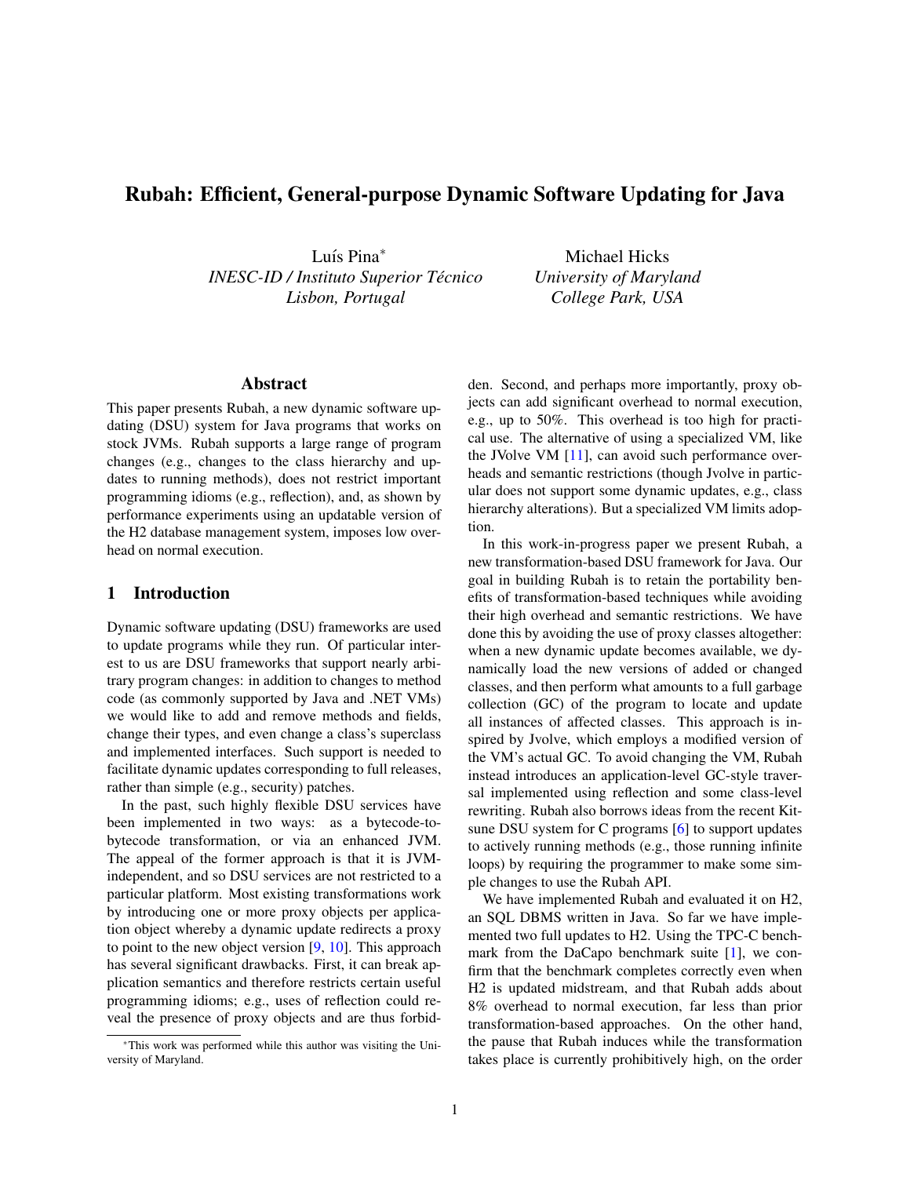# Rubah: Efficient, General-purpose Dynamic Software Updating for Java

Luís Pina*
*INESC-ID / Instituto Superior Técnico*
*Lisbon, Portugal*

Michael Hicks
*University of Maryland*
*College Park, USA*

## Abstract

This paper presents Rubah, a new dynamic software updating (DSU) system for Java programs that works on stock JVMs. Rubah supports a large range of program changes (e.g., changes to the class hierarchy and updates to running methods), does not restrict important programming idioms (e.g., reflection), and, as shown by performance experiments using an updatable version of the H2 database management system, imposes low overhead on normal execution.

## 1 Introduction

Dynamic software updating (DSU) frameworks are used to update programs while they run. Of particular interest to us are DSU frameworks that support nearly arbitrary program changes: in addition to changes to method code (as commonly supported by Java and .NET VMs) we would like to add and remove methods and fields, change their types, and even change a class's superclass and implemented interfaces. Such support is needed to facilitate dynamic updates corresponding to full releases, rather than simple (e.g., security) patches.

In the past, such highly flexible DSU services have been implemented in two ways: as a bytecode-to-bytecode transformation, or via an enhanced JVM. The appeal of the former approach is that it is JVM-independent, and so DSU services are not restricted to a particular platform. Most existing transformations work by introducing one or more proxy objects per application object whereby a dynamic update redirects a proxy to point to the new object version [9, 10]. This approach has several significant drawbacks. First, it can break application semantics and therefore restricts certain useful programming idioms; e.g., uses of reflection could reveal the presence of proxy objects and are thus forbidden. Second, and perhaps more importantly, proxy objects can add significant overhead to normal execution, e.g., up to 50%. This overhead is too high for practical use. The alternative of using a specialized VM, like the JVolve VM [11], can avoid such performance overheads and semantic restrictions (though Jvolve in particular does not support some dynamic updates, e.g., class hierarchy alterations). But a specialized VM limits adoption.

In this work-in-progress paper we present Rubah, a new transformation-based DSU framework for Java. Our goal in building Rubah is to retain the portability benefits of transformation-based techniques while avoiding their high overhead and semantic restrictions. We have done this by avoiding the use of proxy classes altogether: when a new dynamic update becomes available, we dynamically load the new versions of added or changed classes, and then perform what amounts to a full garbage collection (GC) of the program to locate and update all instances of affected classes. This approach is inspired by Jvolve, which employs a modified version of the VM's actual GC. To avoid changing the VM, Rubah instead introduces an application-level GC-style traversal implemented using reflection and some class-level rewriting. Rubah also borrows ideas from the recent Kitsune DSU system for C programs [6] to support updates to actively running methods (e.g., those running infinite loops) by requiring the programmer to make some simple changes to use the Rubah API.

We have implemented Rubah and evaluated it on H2, an SQL DBMS written in Java. So far we have implemented two full updates to H2. Using the TPC-C benchmark from the DaCapo benchmark suite [1], we confirm that the benchmark completes correctly even when H2 is updated midstream, and that Rubah adds about 8% overhead to normal execution, far less than prior transformation-based approaches. On the other hand, the pause that Rubah induces while the transformation takes place is currently prohibitively high, on the order

---

*This work was performed while this author was visiting the University of Maryland.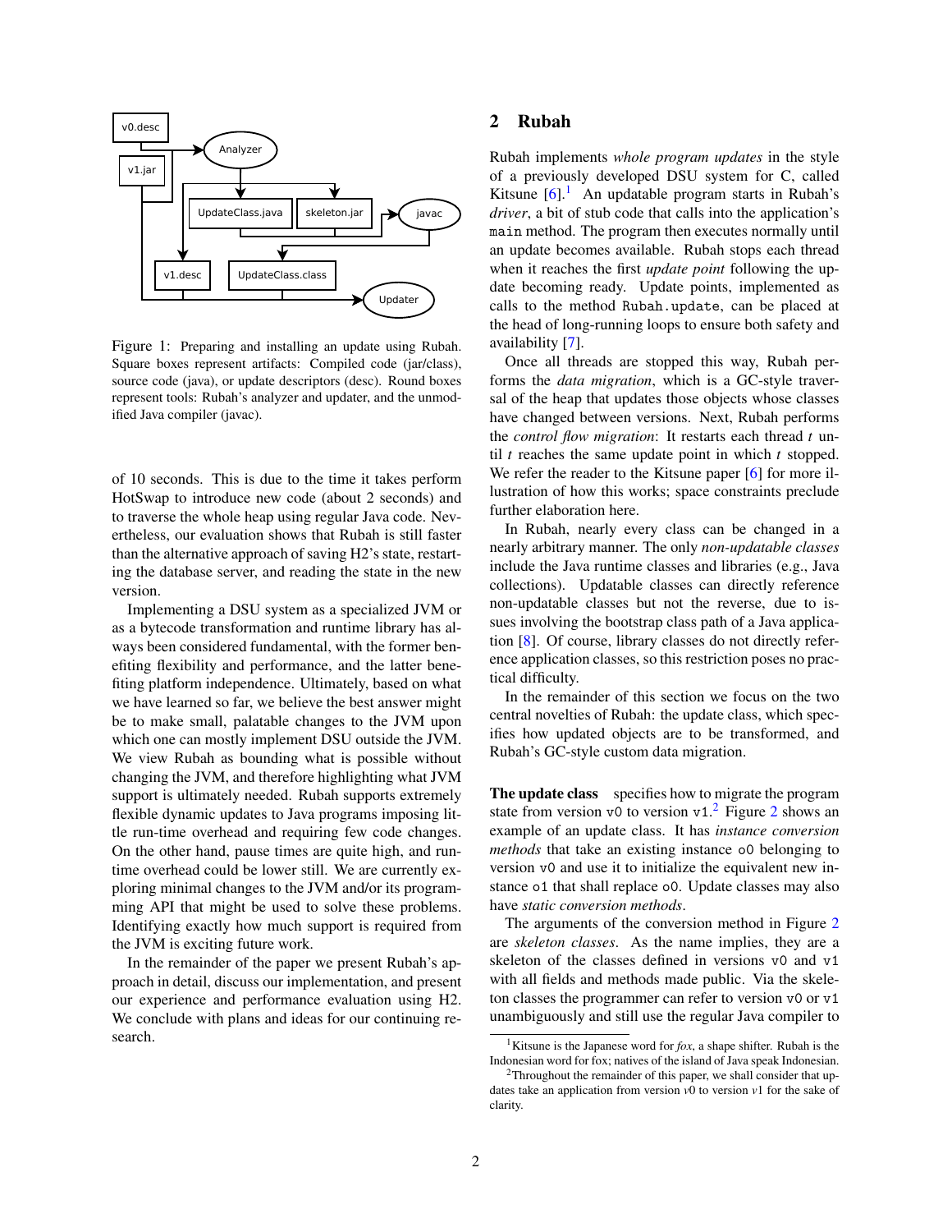Figure 1: Preparing and installing an update using Rubah. Square boxes represent artifacts: Compiled code (jar/class), source code (java), or update descriptors (desc). Round boxes represent tools: Rubah's analyzer and updater, and the unmodified Java compiler (javac).

of 10 seconds. This is due to the time it takes perform HotSwap to introduce new code (about 2 seconds) and to traverse the whole heap using regular Java code. Nevertheless, our evaluation shows that Rubah is still faster than the alternative approach of saving H2's state, restarting the database server, and reading the state in the new version.

Implementing a DSU system as a specialized JVM or as a bytecode transformation and runtime library has always been considered fundamental, with the former benefiting flexibility and performance, and the latter benefiting platform independence. Ultimately, based on what we have learned so far, we believe the best answer might be to make small, palatable changes to the JVM upon which one can mostly implement DSU outside the JVM. We view Rubah as bounding what is possible without changing the JVM, and therefore highlighting what JVM support is ultimately needed. Rubah supports extremely flexible dynamic updates to Java programs imposing little run-time overhead and requiring few code changes. On the other hand, pause times are quite high, and runtime overhead could be lower still. We are currently exploring minimal changes to the JVM and/or its programming API that might be used to solve these problems. Identifying exactly how much support is required from the JVM is exciting future work.

In the remainder of the paper we present Rubah's approach in detail, discuss our implementation, and present our experience and performance evaluation using H2. We conclude with plans and ideas for our continuing research.

## 2 Rubah

Rubah implements *whole program updates* in the style of a previously developed DSU system for C, called Kitsune [6].[1] An updatable program starts in Rubah's *driver*, a bit of stub code that calls into the application's `main` method. The program then executes normally until an update becomes available. Rubah stops each thread when it reaches the first *update point* following the update becoming ready. Update points, implemented as calls to the method `Rubah.update`, can be placed at the head of long-running loops to ensure both safety and availability [7].

Once all threads are stopped this way, Rubah performs the *data migration*, which is a GC-style traversal of the heap that updates those objects whose classes have changed between versions. Next, Rubah performs the *control flow migration*: It restarts each thread $t$ until $t$ reaches the same update point in which $t$ stopped. We refer the reader to the Kitsune paper [6] for more illustration of how this works; space constraints preclude further elaboration here.

In Rubah, nearly every class can be changed in a nearly arbitrary manner. The only *non-updatable classes* include the Java runtime classes and libraries (e.g., Java collections). Updatable classes can directly reference non-updatable classes but not the reverse, due to issues involving the bootstrap class path of a Java application [8]. Of course, library classes do not directly reference application classes, so this restriction poses no practical difficulty.

In the remainder of this section we focus on the two central novelties of Rubah: the update class, which specifies how updated objects are to be transformed, and Rubah's GC-style custom data migration.

**The update class** specifies how to migrate the program state from version `v0` to version `v1`.[2] Figure 2 shows an example of an update class. It has *instance conversion methods* that take an existing instance `o0` belonging to version `v0` and use it to initialize the equivalent new instance `o1` that shall replace `o0`. Update classes may also have *static conversion methods*.

The arguments of the conversion method in Figure 2 are *skeleton classes*. As the name implies, they are a skeleton of the classes defined in versions `v0` and `v1` with all fields and methods made public. Via the skeleton classes the programmer can refer to version `v0` or `v1` unambiguously and still use the regular Java compiler to

[1] Kitsune is the Japanese word for *fox*, a shape shifter. Rubah is the Indonesian word for fox; natives of the island of Java speak Indonesian.

[2] Throughout the remainder of this paper, we shall consider that updates take an application from version *v*0 to version *v*1 for the sake of clarity.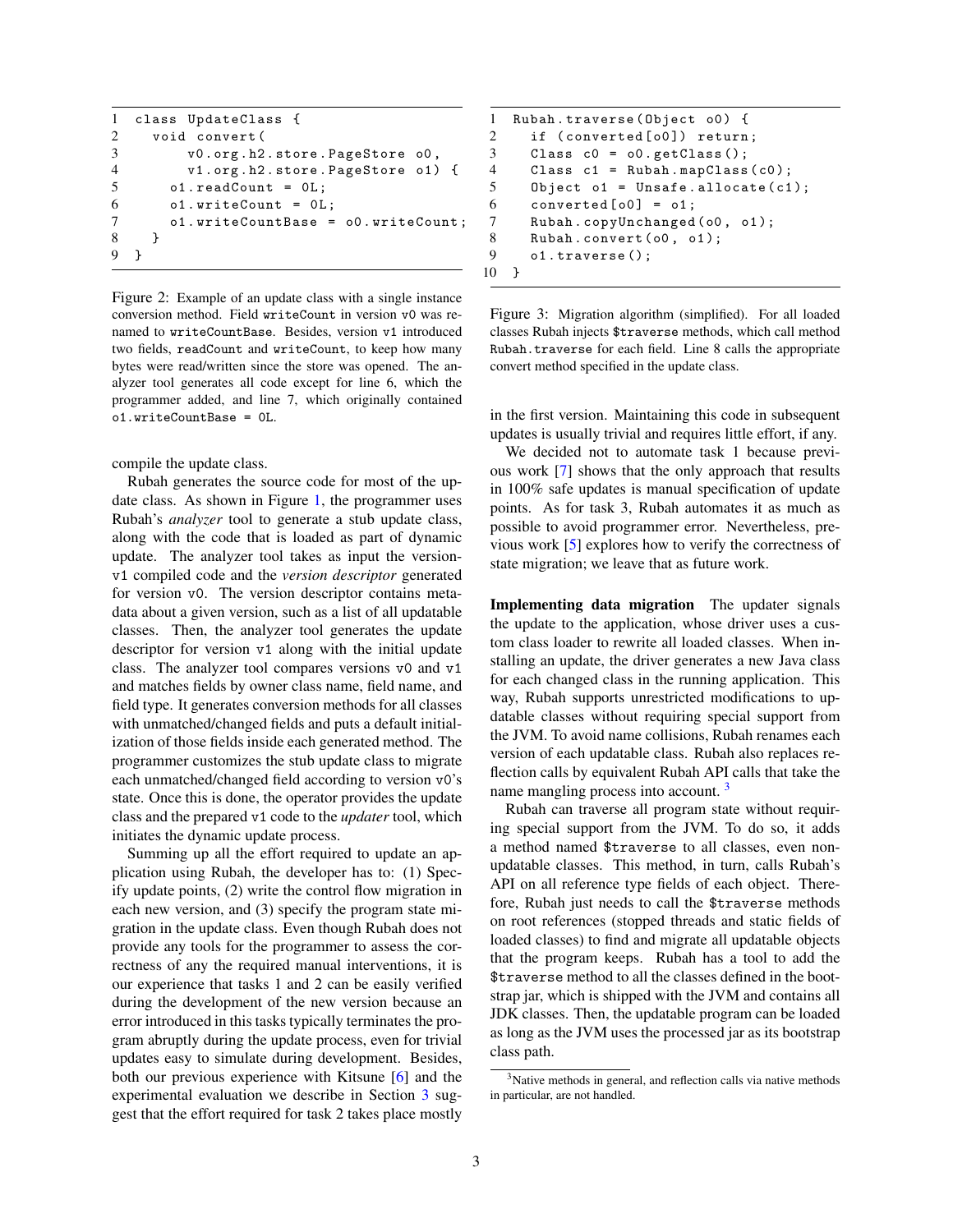```
1  class UpdateClass {
2    void convert(
3        v0.org.h2.store.PageStore o0,
4        v1.org.h2.store.PageStore o1) {
5      o1.readCount = 0L;
6      o1.writeCount = 0L;
7      o1.writeCountBase = o0.writeCount;
8    }
9  }
```

Figure 2: Example of an update class with a single instance conversion method. Field `writeCount` in version `v0` was renamed to `writeCountBase`. Besides, version `v1` introduced two fields, `readCount` and `writeCount`, to keep how many bytes were read/written since the store was opened. The analyzer tool generates all code except for line 6, which the programmer added, and line 7, which originally contained `o1.writeCountBase = 0L`.

compile the update class.

Rubah generates the source code for most of the update class. As shown in Figure 1, the programmer uses Rubah's *analyzer* tool to generate a stub update class, along with the code that is loaded as part of dynamic update. The analyzer tool takes as input the version-`v1` compiled code and the *version descriptor* generated for version `v0`. The version descriptor contains metadata about a given version, such as a list of all updatable classes. Then, the analyzer tool generates the update descriptor for version `v1` along with the initial update class. The analyzer tool compares versions `v0` and `v1` and matches fields by owner class name, field name, and field type. It generates conversion methods for all classes with unmatched/changed fields and puts a default initialization of those fields inside each generated method. The programmer customizes the stub update class to migrate each unmatched/changed field according to version `v0`'s state. Once this is done, the operator provides the update class and the prepared `v1` code to the *updater* tool, which initiates the dynamic update process.

Summing up all the effort required to update an application using Rubah, the developer has to: (1) Specify update points, (2) write the control flow migration in each new version, and (3) specify the program state migration in the update class. Even though Rubah does not provide any tools for the programmer to assess the correctness of any the required manual interventions, it is our experience that tasks 1 and 2 can be easily verified during the development of the new version because an error introduced in this tasks typically terminates the program abruptly during the update process, even for trivial updates easy to simulate during development. Besides, both our previous experience with Kitsune [6] and the experimental evaluation we describe in Section 3 suggest that the effort required for task 2 takes place mostly

```
1  Rubah.traverse(Object o0) {
2    if (converted[o0]) return;
3    Class c0 = o0.getClass();
4    Class c1 = Rubah.mapClass(c0);
5    Object o1 = Unsafe.allocate(c1);
6    converted[o0] = o1;
7    Rubah.copyUnchanged(o0, o1);
8    Rubah.convert(o0, o1);
9    o1.traverse();
10 }
```

Figure 3: Migration algorithm (simplified). For all loaded classes Rubah injects `$traverse` methods, which call method `Rubah.traverse` for each field. Line 8 calls the appropriate convert method specified in the update class.

in the first version. Maintaining this code in subsequent updates is usually trivial and requires little effort, if any.

We decided not to automate task 1 because previous work [7] shows that the only approach that results in 100% safe updates is manual specification of update points. As for task 3, Rubah automates it as much as possible to avoid programmer error. Nevertheless, previous work [5] explores how to verify the correctness of state migration; we leave that as future work.

**Implementing data migration** The updater signals the update to the application, whose driver uses a custom class loader to rewrite all loaded classes. When installing an update, the driver generates a new Java class for each changed class in the running application. This way, Rubah supports unrestricted modifications to updatable classes without requiring special support from the JVM. To avoid name collisions, Rubah renames each version of each updatable class. Rubah also replaces reflection calls by equivalent Rubah API calls that take the name mangling process into account. [3]

Rubah can traverse all program state without requiring special support from the JVM. To do so, it adds a method named `$traverse` to all classes, even non-updatable classes. This method, in turn, calls Rubah's API on all reference type fields of each object. Therefore, Rubah just needs to call the `$traverse` methods on root references (stopped threads and static fields of loaded classes) to find and migrate all updatable objects that the program keeps. Rubah has a tool to add the `$traverse` method to all the classes defined in the bootstrap jar, which is shipped with the JVM and contains all JDK classes. Then, the updatable program can be loaded as long as the JVM uses the processed jar as its bootstrap class path.

[3] Native methods in general, and reflection calls via native methods in particular, are not handled.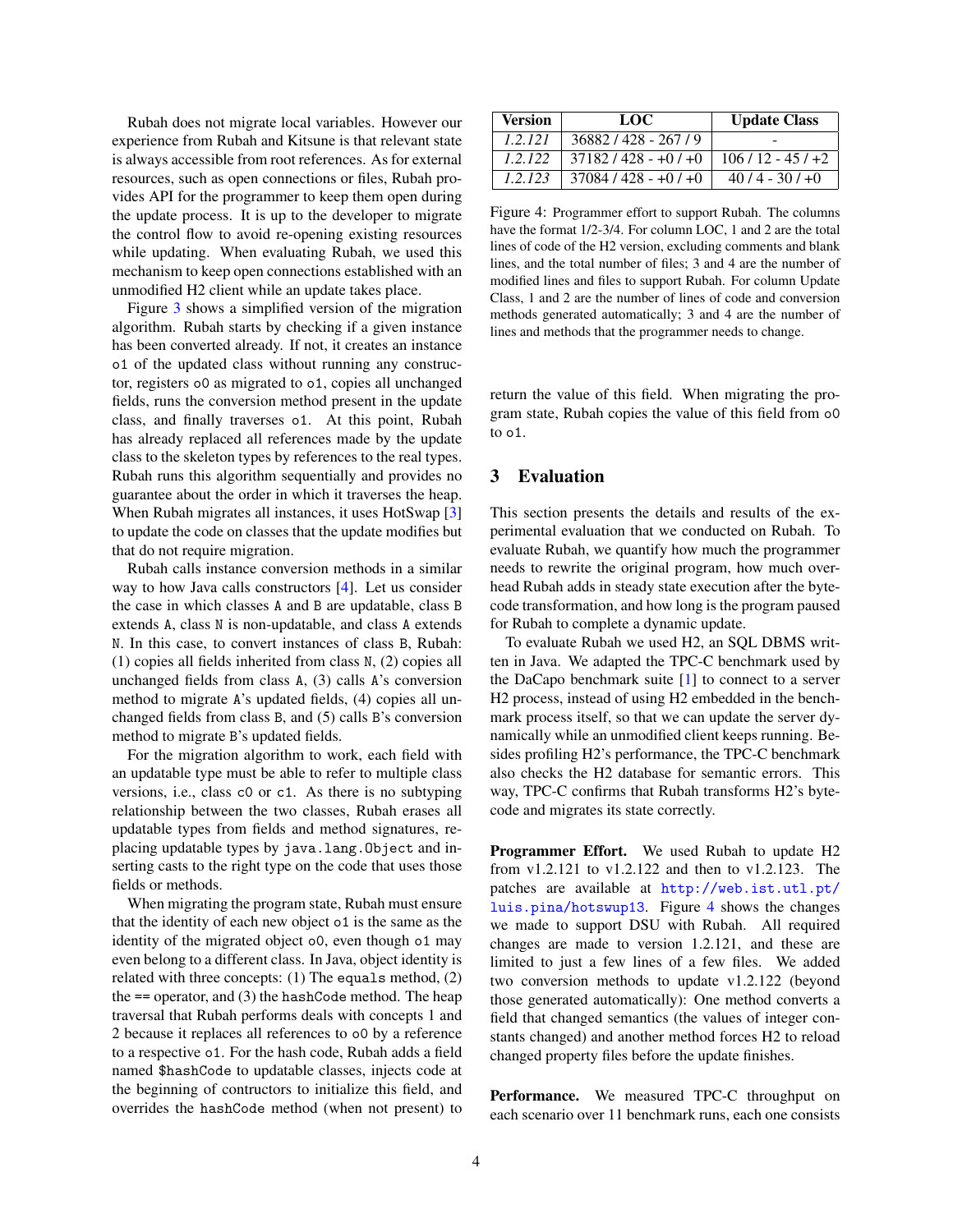Rubah does not migrate local variables. However our experience from Rubah and Kitsune is that relevant state is always accessible from root references. As for external resources, such as open connections or files, Rubah provides API for the programmer to keep them open during the update process. It is up to the developer to migrate the control flow to avoid re-opening existing resources while updating. When evaluating Rubah, we used this mechanism to keep open connections established with an unmodified H2 client while an update takes place.

Figure 3 shows a simplified version of the migration algorithm. Rubah starts by checking if a given instance has been converted already. If not, it creates an instance `o1` of the updated class without running any constructor, registers `o0` as migrated to `o1`, copies all unchanged fields, runs the conversion method present in the update class, and finally traverses `o1`. At this point, Rubah has already replaced all references made by the update class to the skeleton types by references to the real types. Rubah runs this algorithm sequentially and provides no guarantee about the order in which it traverses the heap. When Rubah migrates all instances, it uses HotSwap [3] to update the code on classes that the update modifies but that do not require migration.

Rubah calls instance conversion methods in a similar way to how Java calls constructors [4]. Let us consider the case in which classes `A` and `B` are updatable, class `B` extends `A`, class `N` is non-updatable, and class `A` extends `N`. In this case, to convert instances of class `B`, Rubah: (1) copies all fields inherited from class `N`, (2) copies all unchanged fields from class `A`, (3) calls `A`'s conversion method to migrate `A`'s updated fields, (4) copies all unchanged fields from class `B`, and (5) calls `B`'s conversion method to migrate `B`'s updated fields.

For the migration algorithm to work, each field with an updatable type must be able to refer to multiple class versions, i.e., class `c0` or `c1`. As there is no subtyping relationship between the two classes, Rubah erases all updatable types from fields and method signatures, replacing updatable types by `java.lang.Object` and inserting casts to the right type on the code that uses those fields or methods.

When migrating the program state, Rubah must ensure that the identity of each new object `o1` is the same as the identity of the migrated object `o0`, even though `o1` may even belong to a different class. In Java, object identity is related with three concepts: (1) The `equals` method, (2) the `==` operator, and (3) the `hashCode` method. The heap traversal that Rubah performs deals with concepts 1 and 2 because it replaces all references to `o0` by a reference to a respective `o1`. For the hash code, Rubah adds a field named `$hashCode` to updatable classes, injects code at the beginning of contructors to initialize this field, and overrides the `hashCode` method (when not present) to return the value of this field. When migrating the program state, Rubah copies the value of this field from `o0` to `o1`.

| Version | LOC | Update Class |
|---|---|---|
| *1.2.121* | 36882 / 428 - 267 / 9 | - |
| *1.2.122* | 37182 / 428 - +0 / +0 | 106 / 12 - 45 / +2 |
| *1.2.123* | 37084 / 428 - +0 / +0 | 40 / 4 - 30 / +0 |

Figure 4: Programmer effort to support Rubah. The columns have the format 1/2-3/4. For column LOC, 1 and 2 are the total lines of code of the H2 version, excluding comments and blank lines, and the total number of files; 3 and 4 are the number of modified lines and files to support Rubah. For column Update Class, 1 and 2 are the number of lines of code and conversion methods generated automatically; 3 and 4 are the number of lines and methods that the programmer needs to change.

## 3 Evaluation

This section presents the details and results of the experimental evaluation that we conducted on Rubah. To evaluate Rubah, we quantify how much the programmer needs to rewrite the original program, how much overhead Rubah adds in steady state execution after the bytecode transformation, and how long is the program paused for Rubah to complete a dynamic update.

To evaluate Rubah we used H2, an SQL DBMS written in Java. We adapted the TPC-C benchmark used by the DaCapo benchmark suite [1] to connect to a server H2 process, instead of using H2 embedded in the benchmark process itself, so that we can update the server dynamically while an unmodified client keeps running. Besides profiling H2's performance, the TPC-C benchmark also checks the H2 database for semantic errors. This way, TPC-C confirms that Rubah transforms H2's bytecode and migrates its state correctly.

**Programmer Effort.** We used Rubah to update H2 from v1.2.121 to v1.2.122 and then to v1.2.123. The patches are available at http://web.ist.utl.pt/luis.pina/hotswup13. Figure 4 shows the changes we made to support DSU with Rubah. All required changes are made to version 1.2.121, and these are limited to just a few lines of a few files. We added two conversion methods to update v1.2.122 (beyond those generated automatically): One method converts a field that changed semantics (the values of integer constants changed) and another method forces H2 to reload changed property files before the update finishes.

**Performance.** We measured TPC-C throughput on each scenario over 11 benchmark runs, each one consists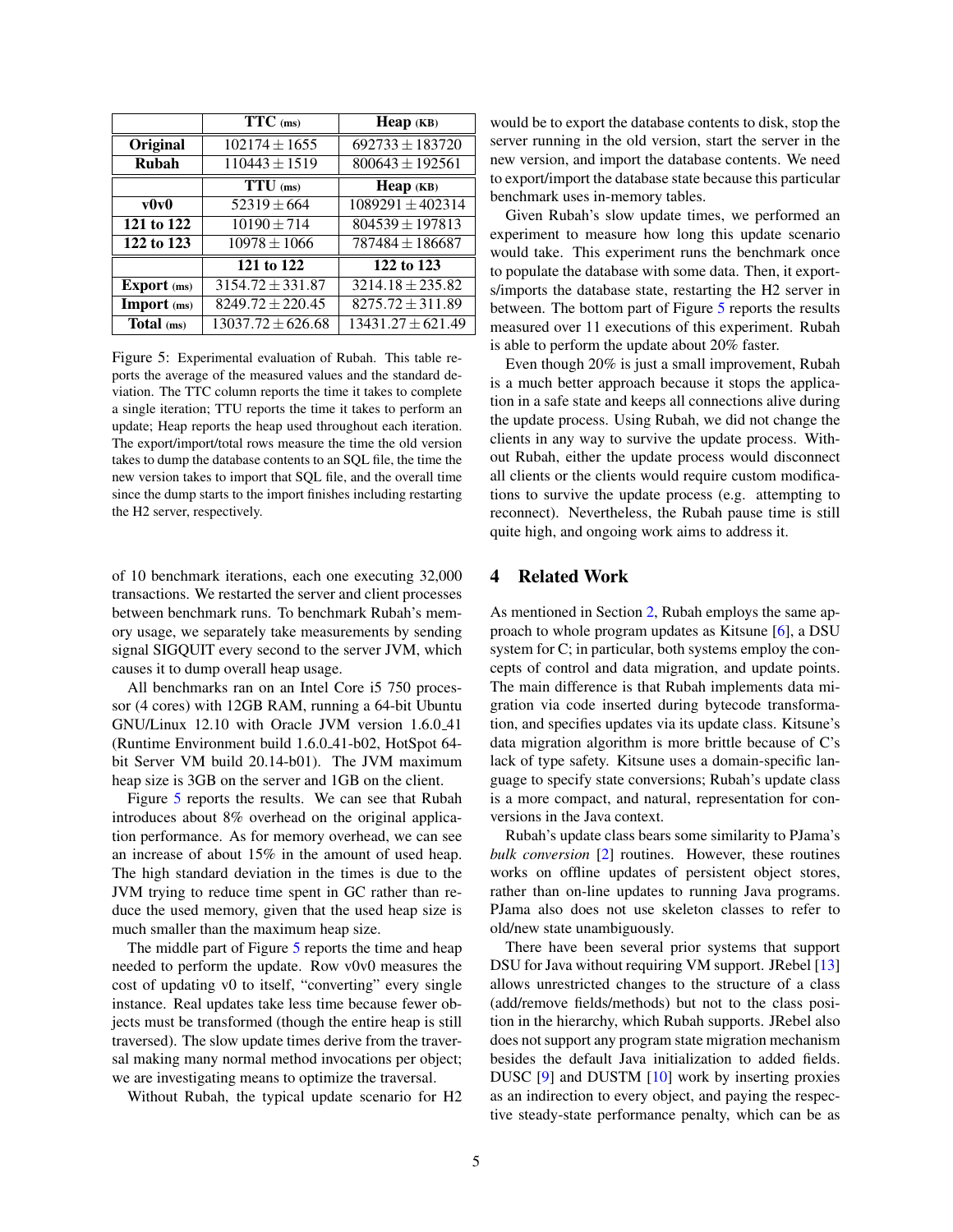| | TTC (ms) | Heap (KB) |
|---|---|---|
| **Original** | $102174 \pm 1655$ | $692733 \pm 183720$ |
| **Rubah** | $110443 \pm 1519$ | $800643 \pm 192561$ |
| | **TTU** (ms) | **Heap** (KB) |
| **v0v0** | $52319 \pm 664$ | $1089291 \pm 402314$ |
| **121 to 122** | $10190 \pm 714$ | $804539 \pm 197813$ |
| **122 to 123** | $10978 \pm 1066$ | $787484 \pm 186687$ |
| | **121 to 122** | **122 to 123** |
| **Export** (ms) | $3154.72 \pm 331.87$ | $3214.18 \pm 235.82$ |
| **Import** (ms) | $8249.72 \pm 220.45$ | $8275.72 \pm 311.89$ |
| **Total** (ms) | $13037.72 \pm 626.68$ | $13431.27 \pm 621.49$ |

Figure 5: Experimental evaluation of Rubah. This table reports the average of the measured values and the standard deviation. The TTC column reports the time it takes to complete a single iteration; TTU reports the time it takes to perform an update; Heap reports the heap used throughout each iteration. The export/import/total rows measure the time the old version takes to dump the database contents to an SQL file, the time the new version takes to import that SQL file, and the overall time since the dump starts to the import finishes including restarting the H2 server, respectively.

of 10 benchmark iterations, each one executing 32,000 transactions. We restarted the server and client processes between benchmark runs. To benchmark Rubah's memory usage, we separately take measurements by sending signal SIGQUIT every second to the server JVM, which causes it to dump overall heap usage.

All benchmarks ran on an Intel Core i5 750 processor (4 cores) with 12GB RAM, running a 64-bit Ubuntu GNU/Linux 12.10 with Oracle JVM version 1.6.0_41 (Runtime Environment build 1.6.0_41-b02, HotSpot 64-bit Server VM build 20.14-b01). The JVM maximum heap size is 3GB on the server and 1GB on the client.

Figure 5 reports the results. We can see that Rubah introduces about 8% overhead on the original application performance. As for memory overhead, we can see an increase of about 15% in the amount of used heap. The high standard deviation in the times is due to the JVM trying to reduce time spent in GC rather than reduce the used memory, given that the used heap size is much smaller than the maximum heap size.

The middle part of Figure 5 reports the time and heap needed to perform the update. Row v0v0 measures the cost of updating v0 to itself, "converting" every single instance. Real updates take less time because fewer objects must be transformed (though the entire heap is still traversed). The slow update times derive from the traversal making many normal method invocations per object; we are investigating means to optimize the traversal.

Without Rubah, the typical update scenario for H2 would be to export the database contents to disk, stop the server running in the old version, start the server in the new version, and import the database contents. We need to export/import the database state because this particular benchmark uses in-memory tables.

Given Rubah's slow update times, we performed an experiment to measure how long this update scenario would take. This experiment runs the benchmark once to populate the database with some data. Then, it exports/imports the database state, restarting the H2 server in between. The bottom part of Figure 5 reports the results measured over 11 executions of this experiment. Rubah is able to perform the update about 20% faster.

Even though 20% is just a small improvement, Rubah is a much better approach because it stops the application in a safe state and keeps all connections alive during the update process. Using Rubah, we did not change the clients in any way to survive the update process. Without Rubah, either the update process would disconnect all clients or the clients would require custom modifications to survive the update process (e.g. attempting to reconnect). Nevertheless, the Rubah pause time is still quite high, and ongoing work aims to address it.

## 4 Related Work

As mentioned in Section 2, Rubah employs the same approach to whole program updates as Kitsune [6], a DSU system for C; in particular, both systems employ the concepts of control and data migration, and update points. The main difference is that Rubah implements data migration via code inserted during bytecode transformation, and specifies updates via its update class. Kitsune's data migration algorithm is more brittle because of C's lack of type safety. Kitsune uses a domain-specific language to specify state conversions; Rubah's update class is a more compact, and natural, representation for conversions in the Java context.

Rubah's update class bears some similarity to PJama's *bulk conversion* [2] routines. However, these routines works on offline updates of persistent object stores, rather than on-line updates to running Java programs. PJama also does not use skeleton classes to refer to old/new state unambiguously.

There have been several prior systems that support DSU for Java without requiring VM support. JRebel [13] allows unrestricted changes to the structure of a class (add/remove fields/methods) but not to the class position in the hierarchy, which Rubah supports. JRebel also does not support any program state migration mechanism besides the default Java initialization to added fields. DUSC [9] and DUSTM [10] work by inserting proxies as an indirection to every object, and paying the respective steady-state performance penalty, which can be as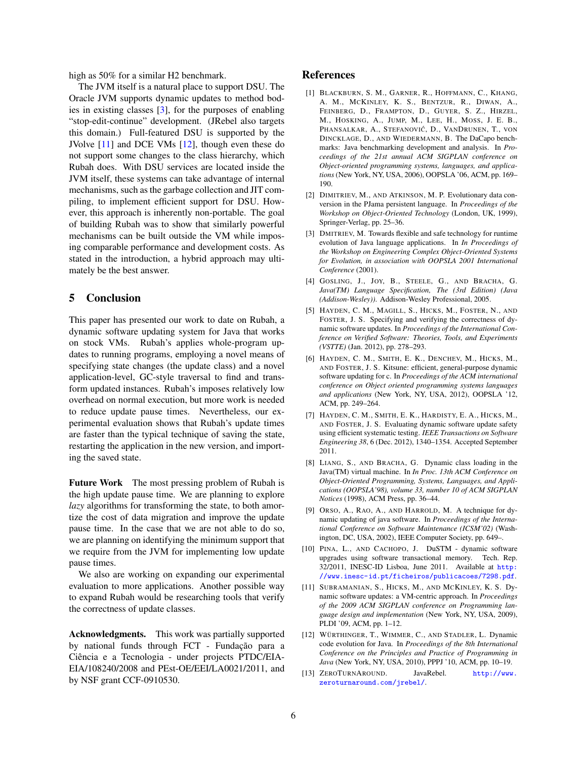high as 50% for a similar H2 benchmark.

The JVM itself is a natural place to support DSU. The Oracle JVM supports dynamic updates to method bodies in existing classes [3], for the purposes of enabling "stop-edit-continue" development. (JRebel also targets this domain.) Full-featured DSU is supported by the JVolve [11] and DCE VMs [12], though even these do not support some changes to the class hierarchy, which Rubah does. With DSU services are located inside the JVM itself, these systems can take advantage of internal mechanisms, such as the garbage collection and JIT compiling, to implement efficient support for DSU. However, this approach is inherently non-portable. The goal of building Rubah was to show that similarly powerful mechanisms can be built outside the VM while imposing comparable performance and development costs. As stated in the introduction, a hybrid approach may ultimately be the best answer.

## 5 Conclusion

This paper has presented our work to date on Rubah, a dynamic software updating system for Java that works on stock VMs. Rubah's applies whole-program updates to running programs, employing a novel means of specifying state changes (the update class) and a novel application-level, GC-style traversal to find and transform updated instances. Rubah's imposes relatively low overhead on normal execution, but more work is needed to reduce update pause times. Nevertheless, our experimental evaluation shows that Rubah's update times are faster than the typical technique of saving the state, restarting the application in the new version, and importing the saved state.

**Future Work** The most pressing problem of Rubah is the high update pause time. We are planning to explore *lazy* algorithms for transforming the state, to both amortize the cost of data migration and improve the update pause time. In the case that we are not able to do so, we are planning on identifying the minimum support that we require from the JVM for implementing low update pause times.

We also are working on expanding our experimental evaluation to more applications. Another possible way to expand Rubah would be researching tools that verify the correctness of update classes.

**Acknowledgments.** This work was partially supported by national funds through FCT - Fundação para a Ciência e a Tecnologia - under projects PTDC/EIA-EIA/108240/2008 and PEst-OE/EEI/LA0021/2011, and by NSF grant CCF-0910530.

## References

[1] Blackburn, S. M., Garner, R., Hoffmann, C., Khang, A. M., McKinley, K. S., Bentzur, R., Diwan, A., Feinberg, D., Frampton, D., Guyer, S. Z., Hirzel, M., Hosking, A., Jump, M., Lee, H., Moss, J. E. B., Phansalkar, A., Stefanović, D., VanDrunen, T., von Dincklage, D., and Wiedermann, B. The DaCapo benchmarks: Java benchmarking development and analysis. In *Proceedings of the 21st annual ACM SIGPLAN conference on Object-oriented programming systems, languages, and applications* (New York, NY, USA, 2006), OOPSLA '06, ACM, pp. 169–190.

[2] Dimitriev, M., and Atkinson, M. P. Evolutionary data conversion in the PJama persistent language. In *Proceedings of the Workshop on Object-Oriented Technology* (London, UK, 1999), Springer-Verlag, pp. 25–36.

[3] Dmitriev, M. Towards flexible and safe technology for runtime evolution of Java language applications. In *In Proceedings of the Workshop on Engineering Complex Object-Oriented Systems for Evolution, in association with OOPSLA 2001 International Conference* (2001).

[4] Gosling, J., Joy, B., Steele, G., and Bracha, G. *Java(TM) Language Specification, The (3rd Edition) (Java (Addison-Wesley))*. Addison-Wesley Professional, 2005.

[5] Hayden, C. M., Magill, S., Hicks, M., Foster, N., and Foster, J. S. Specifying and verifying the correctness of dynamic software updates. In *Proceedings of the International Conference on Verified Software: Theories, Tools, and Experiments (VSTTE)* (Jan. 2012), pp. 278–293.

[6] Hayden, C. M., Smith, E. K., Denchev, M., Hicks, M., and Foster, J. S. Kitsune: efficient, general-purpose dynamic software updating for c. In *Proceedings of the ACM international conference on Object oriented programming systems languages and applications* (New York, NY, USA, 2012), OOPSLA '12, ACM, pp. 249–264.

[7] Hayden, C. M., Smith, E. K., Hardisty, E. A., Hicks, M., and Foster, J. S. Evaluating dynamic software update safety using efficient systematic testing. *IEEE Transactions on Software Engineering 38*, 6 (Dec. 2012), 1340–1354. Accepted September 2011.

[8] Liang, S., and Bracha, G. Dynamic class loading in the Java(TM) virtual machine. In *In Proc. 13th ACM Conference on Object-Oriented Programming, Systems, Languages, and Applications (OOPSLA'98), volume 33, number 10 of ACM SIGPLAN Notices* (1998), ACM Press, pp. 36–44.

[9] Orso, A., Rao, A., and Harrold, M. A technique for dynamic updating of java software. In *Proceedings of the International Conference on Software Maintenance (ICSM'02)* (Washington, DC, USA, 2002), IEEE Computer Society, pp. 649–.

[10] Pina, L., and Cachopo, J. DuSTM - dynamic software upgrades using software transactional memory. Tech. Rep. 32/2011, INESC-ID Lisboa, June 2011. Available at http://www.inesc-id.pt/ficheiros/publicacoes/7298.pdf.

[11] Subramanian, S., Hicks, M., and McKinley, K. S. Dynamic software updates: a VM-centric approach. In *Proceedings of the 2009 ACM SIGPLAN conference on Programming language design and implementation* (New York, NY, USA, 2009), PLDI '09, ACM, pp. 1–12.

[12] Würthinger, T., Wimmer, C., and Stadler, L. Dynamic code evolution for Java. In *Proceedings of the 8th International Conference on the Principles and Practice of Programming in Java* (New York, NY, USA, 2010), PPPJ '10, ACM, pp. 10–19.

[13] ZeroTurnAround. JavaRebel. http://www.zeroturnaround.com/jrebel/.